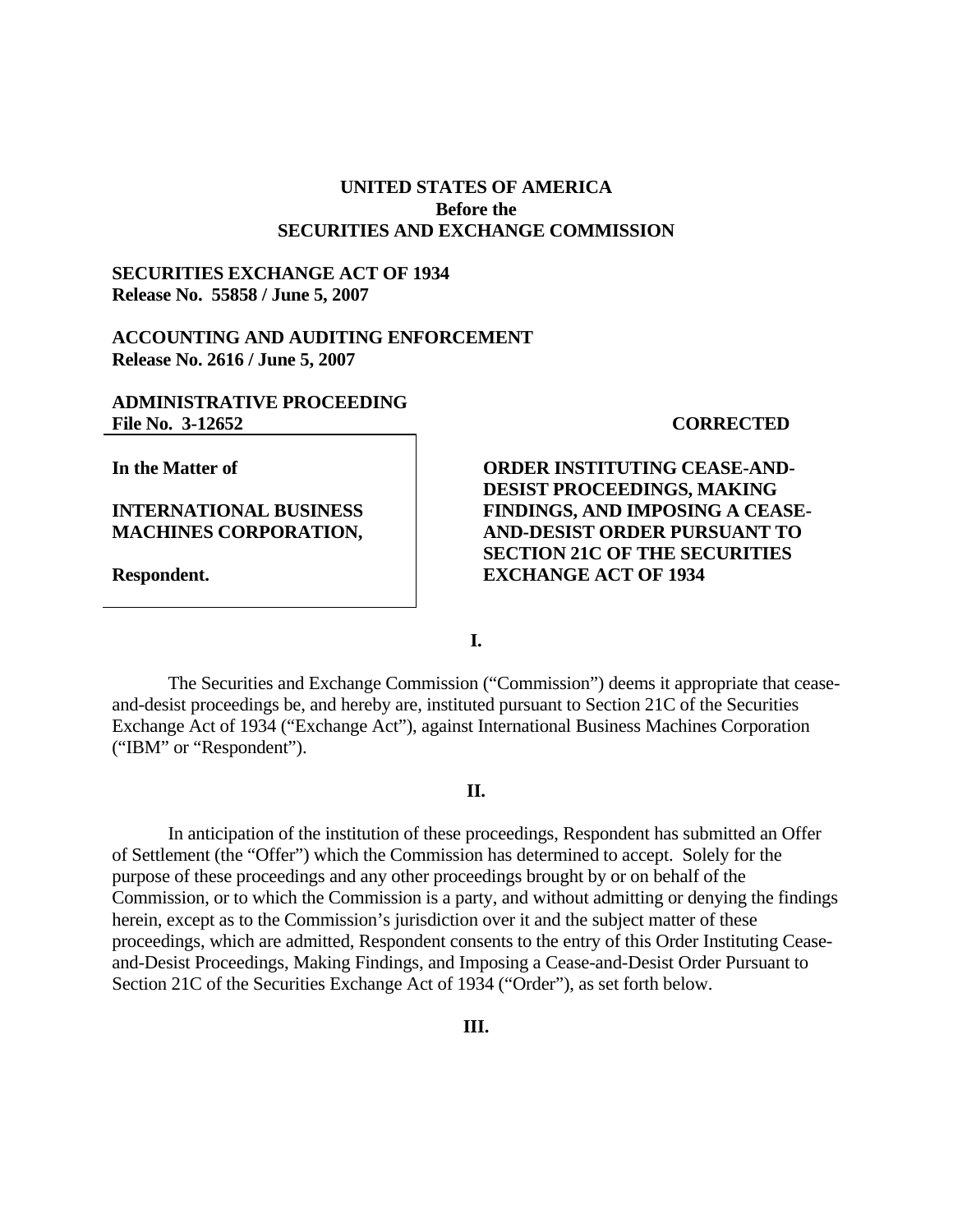**UNITED STATES OF AMERICA**
**Before the**
**SECURITIES AND EXCHANGE COMMISSION**

**SECURITIES EXCHANGE ACT OF 1934**
**Release No. 55858 / June 5, 2007**

**ACCOUNTING AND AUDITING ENFORCEMENT**
**Release No. 2616 / June 5, 2007**

**ADMINISTRATIVE PROCEEDING**
**File No. 3-12652**

**CORRECTED**

**In the Matter of**

**INTERNATIONAL BUSINESS MACHINES CORPORATION,**

**Respondent.**

**ORDER INSTITUTING CEASE-AND-DESIST PROCEEDINGS, MAKING FINDINGS, AND IMPOSING A CEASE-AND-DESIST ORDER PURSUANT TO SECTION 21C OF THE SECURITIES EXCHANGE ACT OF 1934**

## I.

The Securities and Exchange Commission ("Commission") deems it appropriate that cease-and-desist proceedings be, and hereby are, instituted pursuant to Section 21C of the Securities Exchange Act of 1934 ("Exchange Act"), against International Business Machines Corporation ("IBM" or "Respondent").

## II.

In anticipation of the institution of these proceedings, Respondent has submitted an Offer of Settlement (the "Offer") which the Commission has determined to accept. Solely for the purpose of these proceedings and any other proceedings brought by or on behalf of the Commission, or to which the Commission is a party, and without admitting or denying the findings herein, except as to the Commission's jurisdiction over it and the subject matter of these proceedings, which are admitted, Respondent consents to the entry of this Order Instituting Cease-and-Desist Proceedings, Making Findings, and Imposing a Cease-and-Desist Order Pursuant to Section 21C of the Securities Exchange Act of 1934 ("Order"), as set forth below.

## III.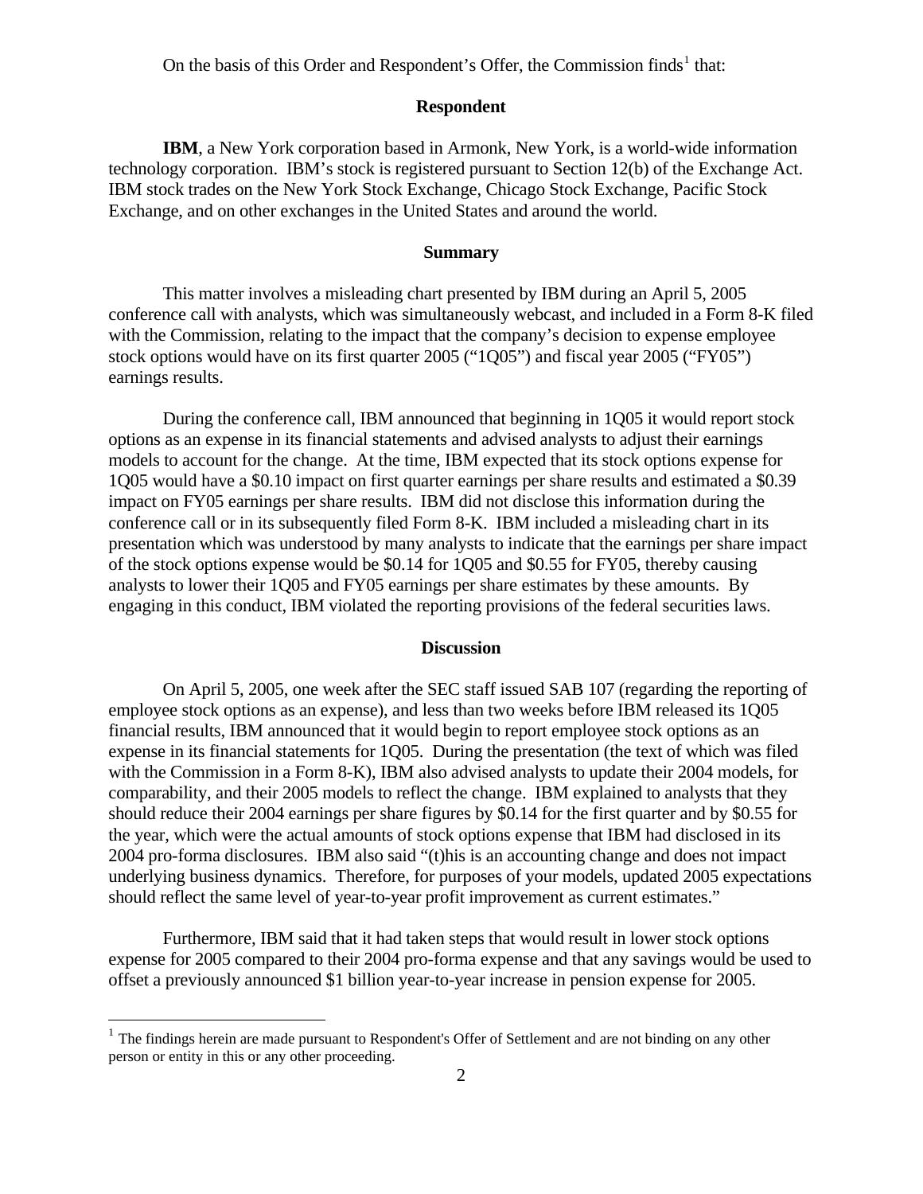On the basis of this Order and Respondent's Offer, the Commission finds[1] that:

## Respondent

**IBM**, a New York corporation based in Armonk, New York, is a world-wide information technology corporation. IBM's stock is registered pursuant to Section 12(b) of the Exchange Act. IBM stock trades on the New York Stock Exchange, Chicago Stock Exchange, Pacific Stock Exchange, and on other exchanges in the United States and around the world.

## Summary

This matter involves a misleading chart presented by IBM during an April 5, 2005 conference call with analysts, which was simultaneously webcast, and included in a Form 8-K filed with the Commission, relating to the impact that the company's decision to expense employee stock options would have on its first quarter 2005 ("1Q05") and fiscal year 2005 ("FY05") earnings results.

During the conference call, IBM announced that beginning in 1Q05 it would report stock options as an expense in its financial statements and advised analysts to adjust their earnings models to account for the change. At the time, IBM expected that its stock options expense for 1Q05 would have a $0.10 impact on first quarter earnings per share results and estimated a $0.39 impact on FY05 earnings per share results. IBM did not disclose this information during the conference call or in its subsequently filed Form 8-K. IBM included a misleading chart in its presentation which was understood by many analysts to indicate that the earnings per share impact of the stock options expense would be $0.14 for 1Q05 and $0.55 for FY05, thereby causing analysts to lower their 1Q05 and FY05 earnings per share estimates by these amounts. By engaging in this conduct, IBM violated the reporting provisions of the federal securities laws.

## Discussion

On April 5, 2005, one week after the SEC staff issued SAB 107 (regarding the reporting of employee stock options as an expense), and less than two weeks before IBM released its 1Q05 financial results, IBM announced that it would begin to report employee stock options as an expense in its financial statements for 1Q05. During the presentation (the text of which was filed with the Commission in a Form 8-K), IBM also advised analysts to update their 2004 models, for comparability, and their 2005 models to reflect the change. IBM explained to analysts that they should reduce their 2004 earnings per share figures by $0.14 for the first quarter and by $0.55 for the year, which were the actual amounts of stock options expense that IBM had disclosed in its 2004 pro-forma disclosures. IBM also said "(t)his is an accounting change and does not impact underlying business dynamics. Therefore, for purposes of your models, updated 2005 expectations should reflect the same level of year-to-year profit improvement as current estimates."

Furthermore, IBM said that it had taken steps that would result in lower stock options expense for 2005 compared to their 2004 pro-forma expense and that any savings would be used to offset a previously announced $1 billion year-to-year increase in pension expense for 2005.

---

[1] The findings herein are made pursuant to Respondent's Offer of Settlement and are not binding on any other person or entity in this or any other proceeding.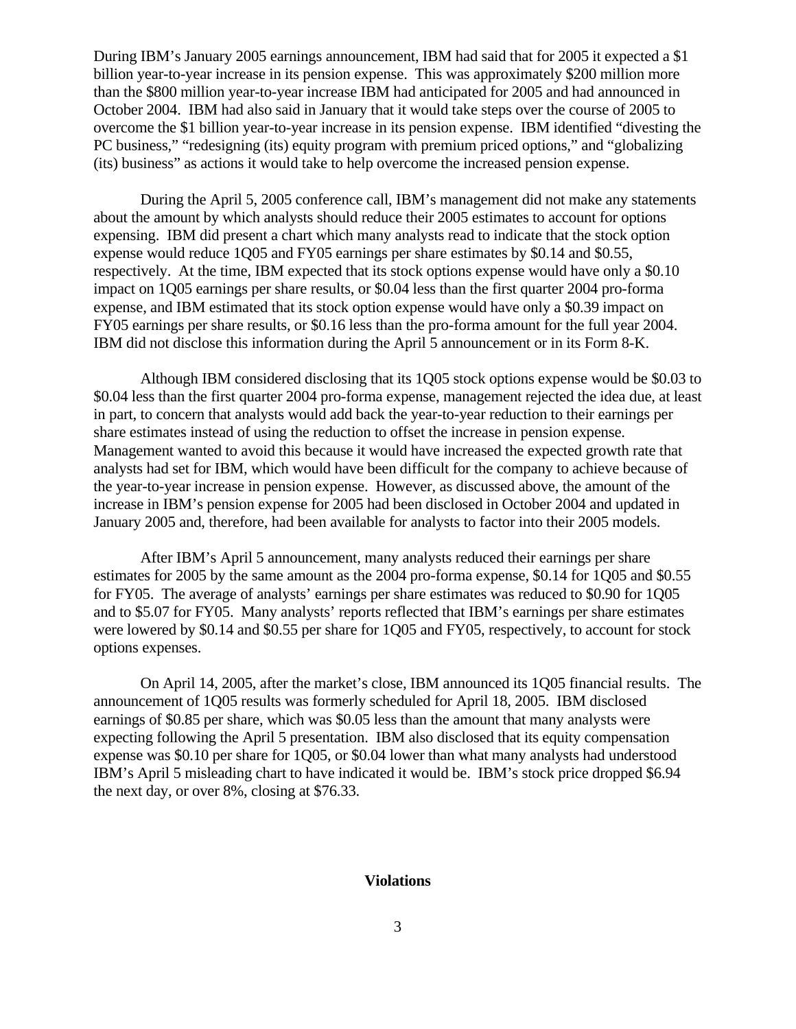During IBM's January 2005 earnings announcement, IBM had said that for 2005 it expected a $1 billion year-to-year increase in its pension expense. This was approximately $200 million more than the $800 million year-to-year increase IBM had anticipated for 2005 and had announced in October 2004. IBM had also said in January that it would take steps over the course of 2005 to overcome the $1 billion year-to-year increase in its pension expense. IBM identified "divesting the PC business," "redesigning (its) equity program with premium priced options," and "globalizing (its) business" as actions it would take to help overcome the increased pension expense.

During the April 5, 2005 conference call, IBM's management did not make any statements about the amount by which analysts should reduce their 2005 estimates to account for options expensing. IBM did present a chart which many analysts read to indicate that the stock option expense would reduce 1Q05 and FY05 earnings per share estimates by $0.14 and $0.55, respectively. At the time, IBM expected that its stock options expense would have only a $0.10 impact on 1Q05 earnings per share results, or $0.04 less than the first quarter 2004 pro-forma expense, and IBM estimated that its stock option expense would have only a $0.39 impact on FY05 earnings per share results, or $0.16 less than the pro-forma amount for the full year 2004. IBM did not disclose this information during the April 5 announcement or in its Form 8-K.

Although IBM considered disclosing that its 1Q05 stock options expense would be $0.03 to $0.04 less than the first quarter 2004 pro-forma expense, management rejected the idea due, at least in part, to concern that analysts would add back the year-to-year reduction to their earnings per share estimates instead of using the reduction to offset the increase in pension expense. Management wanted to avoid this because it would have increased the expected growth rate that analysts had set for IBM, which would have been difficult for the company to achieve because of the year-to-year increase in pension expense. However, as discussed above, the amount of the increase in IBM's pension expense for 2005 had been disclosed in October 2004 and updated in January 2005 and, therefore, had been available for analysts to factor into their 2005 models.

After IBM's April 5 announcement, many analysts reduced their earnings per share estimates for 2005 by the same amount as the 2004 pro-forma expense, $0.14 for 1Q05 and $0.55 for FY05. The average of analysts' earnings per share estimates was reduced to $0.90 for 1Q05 and to $5.07 for FY05. Many analysts' reports reflected that IBM's earnings per share estimates were lowered by $0.14 and $0.55 per share for 1Q05 and FY05, respectively, to account for stock options expenses.

On April 14, 2005, after the market's close, IBM announced its 1Q05 financial results. The announcement of 1Q05 results was formerly scheduled for April 18, 2005. IBM disclosed earnings of $0.85 per share, which was $0.05 less than the amount that many analysts were expecting following the April 5 presentation. IBM also disclosed that its equity compensation expense was $0.10 per share for 1Q05, or $0.04 lower than what many analysts had understood IBM's April 5 misleading chart to have indicated it would be. IBM's stock price dropped $6.94 the next day, or over 8%, closing at $76.33.

**Violations**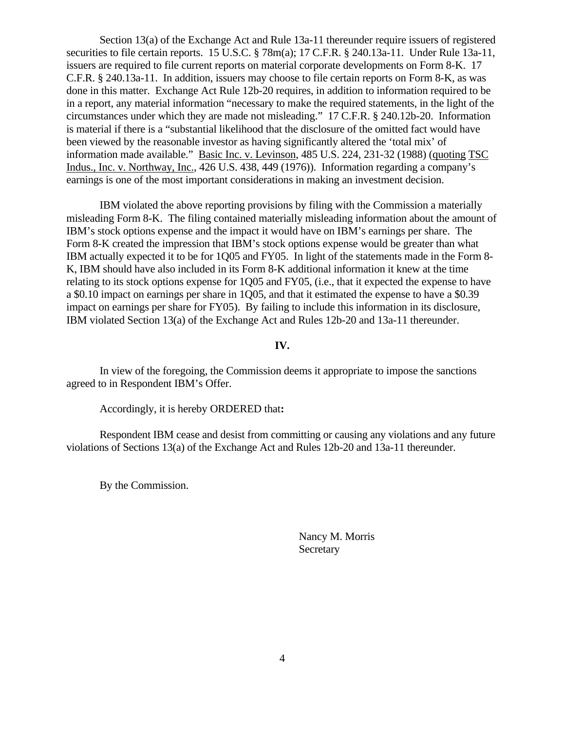Section 13(a) of the Exchange Act and Rule 13a-11 thereunder require issuers of registered securities to file certain reports. 15 U.S.C. § 78m(a); 17 C.F.R. § 240.13a-11. Under Rule 13a-11, issuers are required to file current reports on material corporate developments on Form 8-K. 17 C.F.R. § 240.13a-11. In addition, issuers may choose to file certain reports on Form 8-K, as was done in this matter. Exchange Act Rule 12b-20 requires, in addition to information required to be in a report, any material information "necessary to make the required statements, in the light of the circumstances under which they are made not misleading." 17 C.F.R. § 240.12b-20. Information is material if there is a "substantial likelihood that the disclosure of the omitted fact would have been viewed by the reasonable investor as having significantly altered the 'total mix' of information made available." Basic Inc. v. Levinson, 485 U.S. 224, 231-32 (1988) (quoting TSC Indus., Inc. v. Northway, Inc., 426 U.S. 438, 449 (1976)). Information regarding a company's earnings is one of the most important considerations in making an investment decision.

IBM violated the above reporting provisions by filing with the Commission a materially misleading Form 8-K. The filing contained materially misleading information about the amount of IBM's stock options expense and the impact it would have on IBM's earnings per share. The Form 8-K created the impression that IBM's stock options expense would be greater than what IBM actually expected it to be for 1Q05 and FY05. In light of the statements made in the Form 8-K, IBM should have also included in its Form 8-K additional information it knew at the time relating to its stock options expense for 1Q05 and FY05, (i.e., that it expected the expense to have a $0.10 impact on earnings per share in 1Q05, and that it estimated the expense to have a $0.39 impact on earnings per share for FY05). By failing to include this information in its disclosure, IBM violated Section 13(a) of the Exchange Act and Rules 12b-20 and 13a-11 thereunder.

## IV.

In view of the foregoing, the Commission deems it appropriate to impose the sanctions agreed to in Respondent IBM's Offer.

Accordingly, it is hereby ORDERED that**:**

Respondent IBM cease and desist from committing or causing any violations and any future violations of Sections 13(a) of the Exchange Act and Rules 12b-20 and 13a-11 thereunder.

By the Commission.

Nancy M. Morris
Secretary